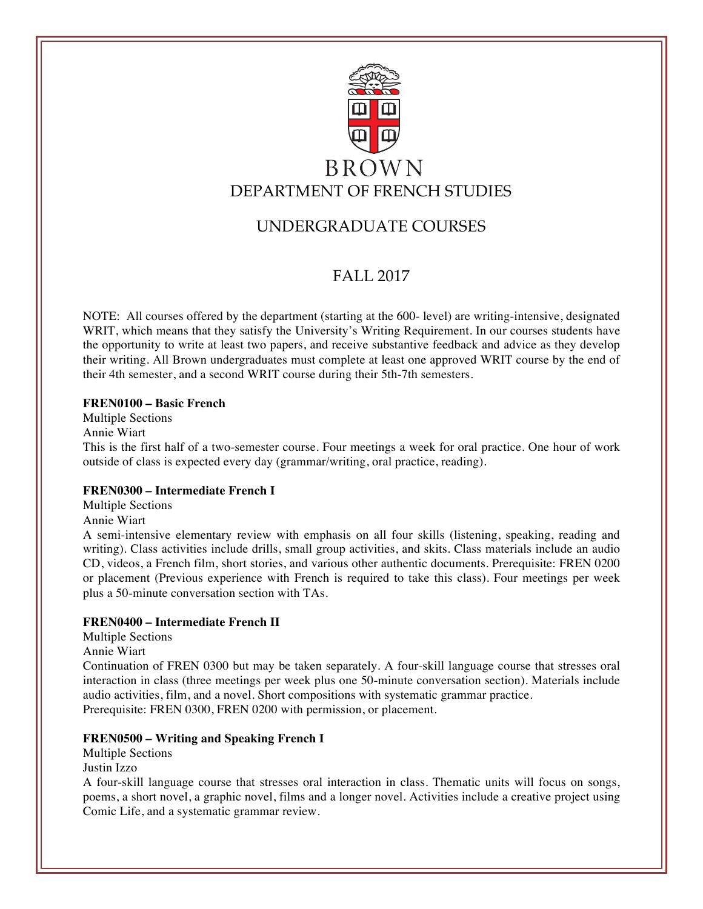BROWN

# DEPARTMENT OF FRENCH STUDIES

## UNDERGRADUATE COURSES

## FALL 2017

NOTE: All courses offered by the department (starting at the 600- level) are writing-intensive, designated WRIT, which means that they satisfy the University's Writing Requirement. In our courses students have the opportunity to write at least two papers, and receive substantive feedback and advice as they develop their writing. All Brown undergraduates must complete at least one approved WRIT course by the end of their 4th semester, and a second WRIT course during their 5th-7th semesters.

**FREN0100 – Basic French**
Multiple Sections
Annie Wiart
This is the first half of a two-semester course. Four meetings a week for oral practice. One hour of work outside of class is expected every day (grammar/writing, oral practice, reading).

**FREN0300 – Intermediate French I**
Multiple Sections
Annie Wiart
A semi-intensive elementary review with emphasis on all four skills (listening, speaking, reading and writing). Class activities include drills, small group activities, and skits. Class materials include an audio CD, videos, a French film, short stories, and various other authentic documents. Prerequisite: FREN 0200 or placement (Previous experience with French is required to take this class). Four meetings per week plus a 50-minute conversation section with TAs.

**FREN0400 – Intermediate French II**
Multiple Sections
Annie Wiart
Continuation of FREN 0300 but may be taken separately. A four-skill language course that stresses oral interaction in class (three meetings per week plus one 50-minute conversation section). Materials include audio activities, film, and a novel. Short compositions with systematic grammar practice.
Prerequisite: FREN 0300, FREN 0200 with permission, or placement.

**FREN0500 – Writing and Speaking French I**
Multiple Sections
Justin Izzo
A four-skill language course that stresses oral interaction in class. Thematic units will focus on songs, poems, a short novel, a graphic novel, films and a longer novel. Activities include a creative project using Comic Life, and a systematic grammar review.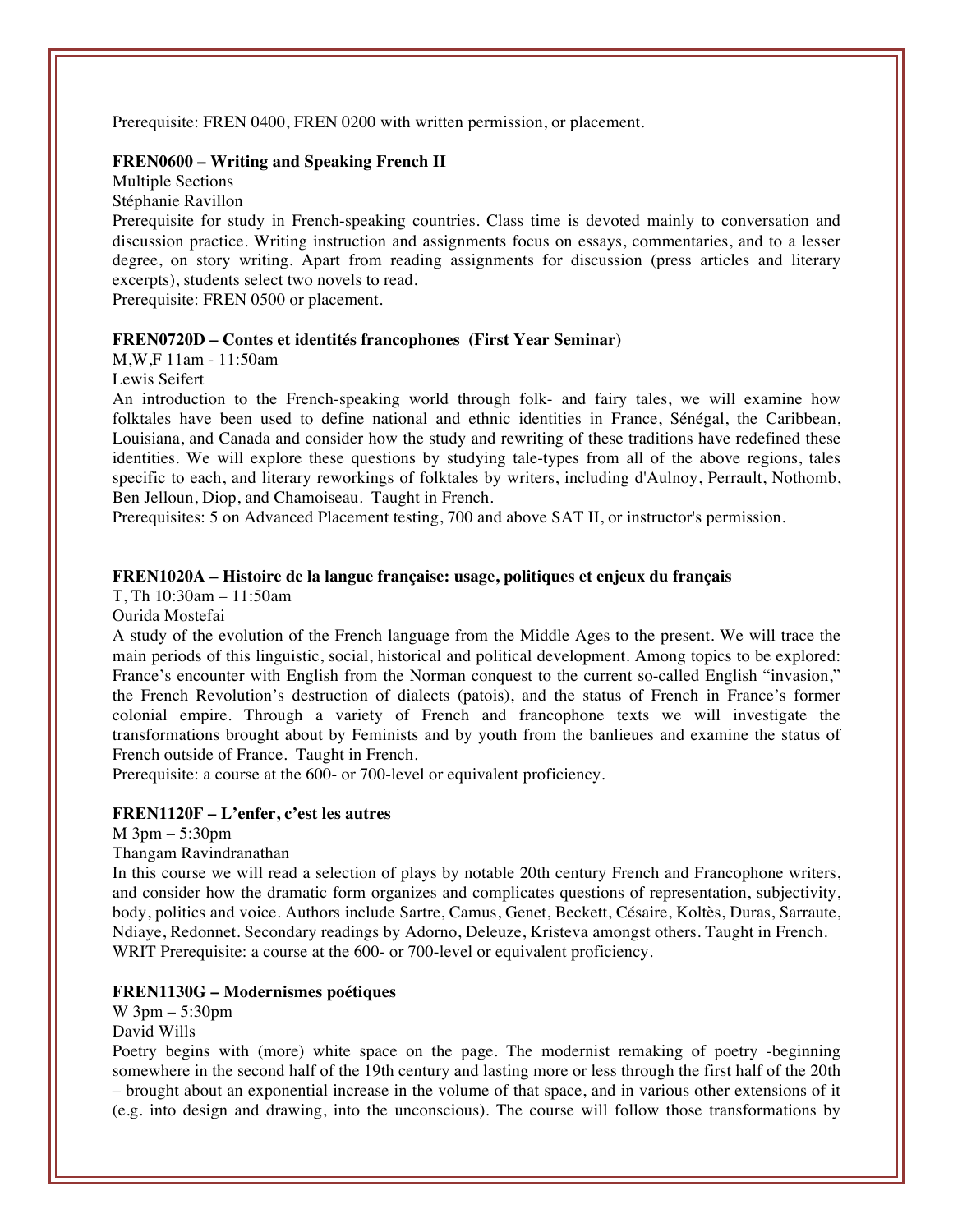Prerequisite: FREN 0400, FREN 0200 with written permission, or placement.

**FREN0600 – Writing and Speaking French II**

Multiple Sections

Stéphanie Ravillon

Prerequisite for study in French-speaking countries. Class time is devoted mainly to conversation and discussion practice. Writing instruction and assignments focus on essays, commentaries, and to a lesser degree, on story writing. Apart from reading assignments for discussion (press articles and literary excerpts), students select two novels to read.

Prerequisite: FREN 0500 or placement.

**FREN0720D – Contes et identités francophones (First Year Seminar)**

M,W,F 11am - 11:50am

Lewis Seifert

An introduction to the French-speaking world through folk- and fairy tales, we will examine how folktales have been used to define national and ethnic identities in France, Sénégal, the Caribbean, Louisiana, and Canada and consider how the study and rewriting of these traditions have redefined these identities. We will explore these questions by studying tale-types from all of the above regions, tales specific to each, and literary reworkings of folktales by writers, including d'Aulnoy, Perrault, Nothomb, Ben Jelloun, Diop, and Chamoiseau. Taught in French.

Prerequisites: 5 on Advanced Placement testing, 700 and above SAT II, or instructor's permission.

**FREN1020A – Histoire de la langue française: usage, politiques et enjeux du français**

T, Th 10:30am – 11:50am

Ourida Mostefai

A study of the evolution of the French language from the Middle Ages to the present. We will trace the main periods of this linguistic, social, historical and political development. Among topics to be explored: France's encounter with English from the Norman conquest to the current so-called English "invasion," the French Revolution's destruction of dialects (patois), and the status of French in France's former colonial empire. Through a variety of French and francophone texts we will investigate the transformations brought about by Feminists and by youth from the banlieues and examine the status of French outside of France. Taught in French.

Prerequisite: a course at the 600- or 700-level or equivalent proficiency.

**FREN1120F – L'enfer, c'est les autres**

M 3pm – 5:30pm

Thangam Ravindranathan

In this course we will read a selection of plays by notable 20th century French and Francophone writers, and consider how the dramatic form organizes and complicates questions of representation, subjectivity, body, politics and voice. Authors include Sartre, Camus, Genet, Beckett, Césaire, Koltès, Duras, Sarraute, Ndiaye, Redonnet. Secondary readings by Adorno, Deleuze, Kristeva amongst others. Taught in French.

WRIT Prerequisite: a course at the 600- or 700-level or equivalent proficiency.

**FREN1130G – Modernismes poétiques**

W 3pm – 5:30pm

David Wills

Poetry begins with (more) white space on the page. The modernist remaking of poetry -beginning somewhere in the second half of the 19th century and lasting more or less through the first half of the 20th – brought about an exponential increase in the volume of that space, and in various other extensions of it (e.g. into design and drawing, into the unconscious). The course will follow those transformations by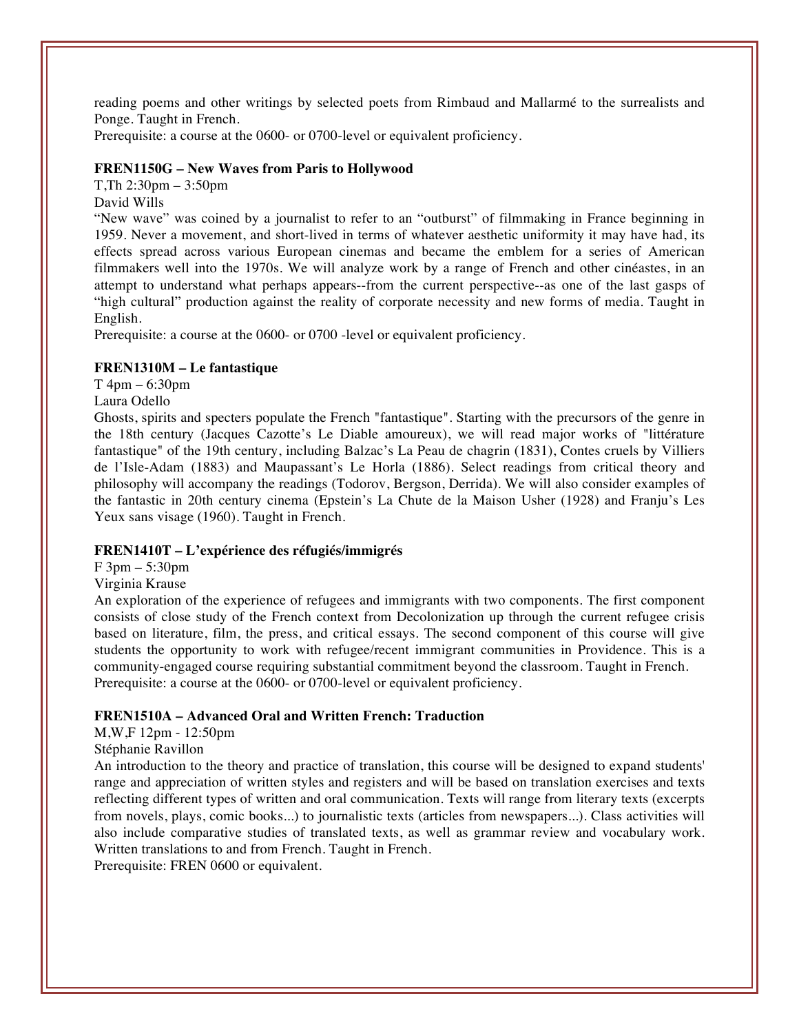reading poems and other writings by selected poets from Rimbaud and Mallarmé to the surrealists and Ponge. Taught in French.
Prerequisite: a course at the 0600- or 0700-level or equivalent proficiency.

**FREN1150G – New Waves from Paris to Hollywood**

T,Th 2:30pm – 3:50pm
David Wills

"New wave" was coined by a journalist to refer to an "outburst" of filmmaking in France beginning in 1959. Never a movement, and short-lived in terms of whatever aesthetic uniformity it may have had, its effects spread across various European cinemas and became the emblem for a series of American filmmakers well into the 1970s. We will analyze work by a range of French and other cinéastes, in an attempt to understand what perhaps appears--from the current perspective--as one of the last gasps of "high cultural" production against the reality of corporate necessity and new forms of media. Taught in English.
Prerequisite: a course at the 0600- or 0700 -level or equivalent proficiency.

**FREN1310M – Le fantastique**

T 4pm – 6:30pm
Laura Odello

Ghosts, spirits and specters populate the French "fantastique". Starting with the precursors of the genre in the 18th century (Jacques Cazotte's Le Diable amoureux), we will read major works of "littérature fantastique" of the 19th century, including Balzac's La Peau de chagrin (1831), Contes cruels by Villiers de l'Isle-Adam (1883) and Maupassant's Le Horla (1886). Select readings from critical theory and philosophy will accompany the readings (Todorov, Bergson, Derrida). We will also consider examples of the fantastic in 20th century cinema (Epstein's La Chute de la Maison Usher (1928) and Franju's Les Yeux sans visage (1960). Taught in French.

**FREN1410T – L'expérience des réfugiés/immigrés**

F 3pm – 5:30pm
Virginia Krause

An exploration of the experience of refugees and immigrants with two components. The first component consists of close study of the French context from Decolonization up through the current refugee crisis based on literature, film, the press, and critical essays. The second component of this course will give students the opportunity to work with refugee/recent immigrant communities in Providence. This is a community-engaged course requiring substantial commitment beyond the classroom. Taught in French.
Prerequisite: a course at the 0600- or 0700-level or equivalent proficiency.

**FREN1510A – Advanced Oral and Written French: Traduction**

M,W,F 12pm - 12:50pm
Stéphanie Ravillon

An introduction to the theory and practice of translation, this course will be designed to expand students' range and appreciation of written styles and registers and will be based on translation exercises and texts reflecting different types of written and oral communication. Texts will range from literary texts (excerpts from novels, plays, comic books...) to journalistic texts (articles from newspapers...). Class activities will also include comparative studies of translated texts, as well as grammar review and vocabulary work. Written translations to and from French. Taught in French.
Prerequisite: FREN 0600 or equivalent.